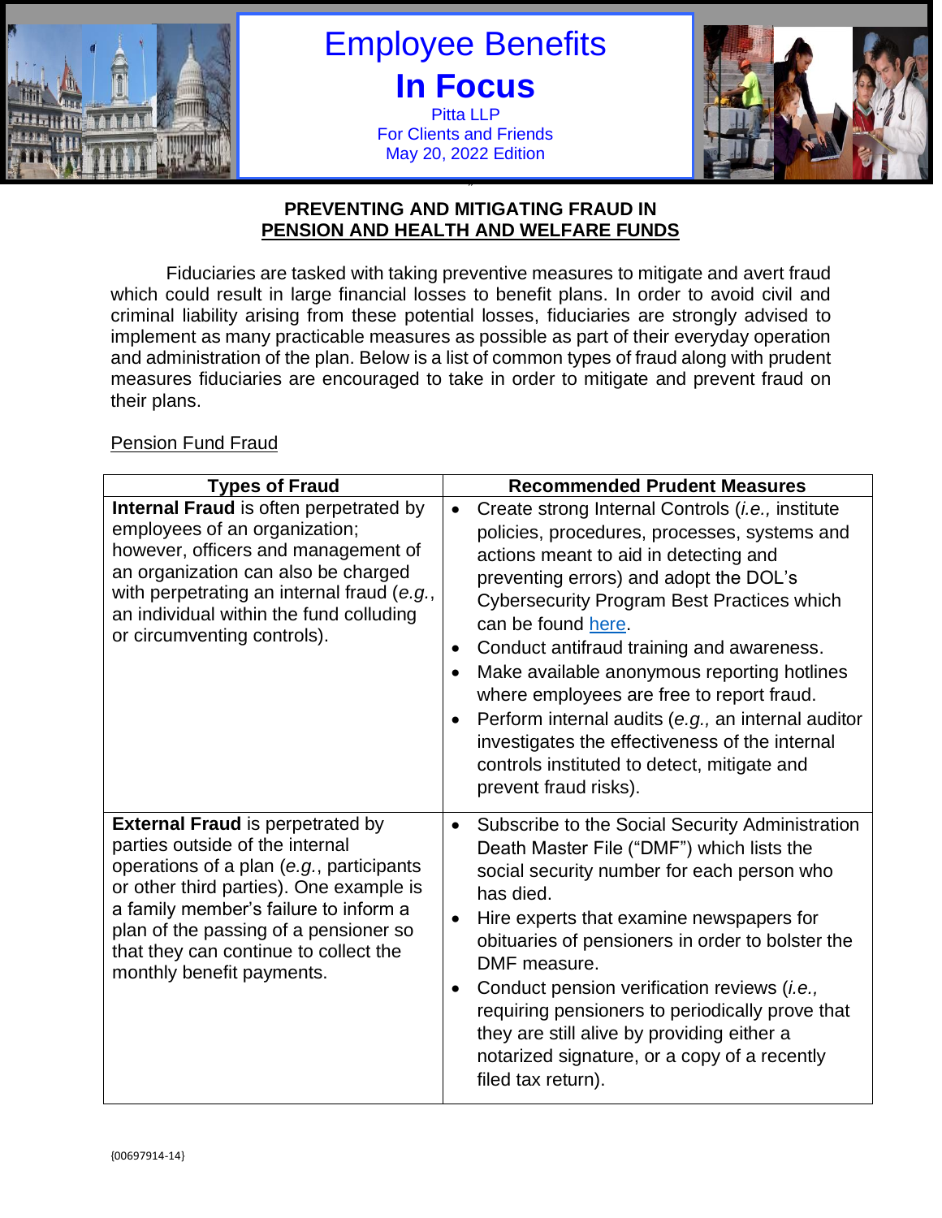# Employee Benefits
# In Focus

Pitta LLP
For Clients and Friends
May 20, 2022 Edition

## PREVENTING AND MITIGATING FRAUD IN PENSION AND HEALTH AND WELFARE FUNDS

Fiduciaries are tasked with taking preventive measures to mitigate and avert fraud which could result in large financial losses to benefit plans. In order to avoid civil and criminal liability arising from these potential losses, fiduciaries are strongly advised to implement as many practicable measures as possible as part of their everyday operation and administration of the plan. Below is a list of common types of fraud along with prudent measures fiduciaries are encouraged to take in order to mitigate and prevent fraud on their plans.

Pension Fund Fraud

| Types of Fraud | Recommended Prudent Measures |
| --- | --- |
| **Internal Fraud** is often perpetrated by employees of an organization; however, officers and management of an organization can also be charged with perpetrating an internal fraud (*e.g.*, an individual within the fund colluding or circumventing controls). | • Create strong Internal Controls (*i.e.,* institute policies, procedures, processes, systems and actions meant to aid in detecting and preventing errors) and adopt the DOL's Cybersecurity Program Best Practices which can be found here.<br>• Conduct antifraud training and awareness.<br>• Make available anonymous reporting hotlines where employees are free to report fraud.<br>• Perform internal audits (*e.g.,* an internal auditor investigates the effectiveness of the internal controls instituted to detect, mitigate and prevent fraud risks). |
| **External Fraud** is perpetrated by parties outside of the internal operations of a plan (*e.g.*, participants or other third parties). One example is a family member's failure to inform a plan of the passing of a pensioner so that they can continue to collect the monthly benefit payments. | • Subscribe to the Social Security Administration Death Master File ("DMF") which lists the social security number for each person who has died.<br>• Hire experts that examine newspapers for obituaries of pensioners in order to bolster the DMF measure.<br>• Conduct pension verification reviews (*i.e.,* requiring pensioners to periodically prove that they are still alive by providing either a notarized signature, or a copy of a recently filed tax return). |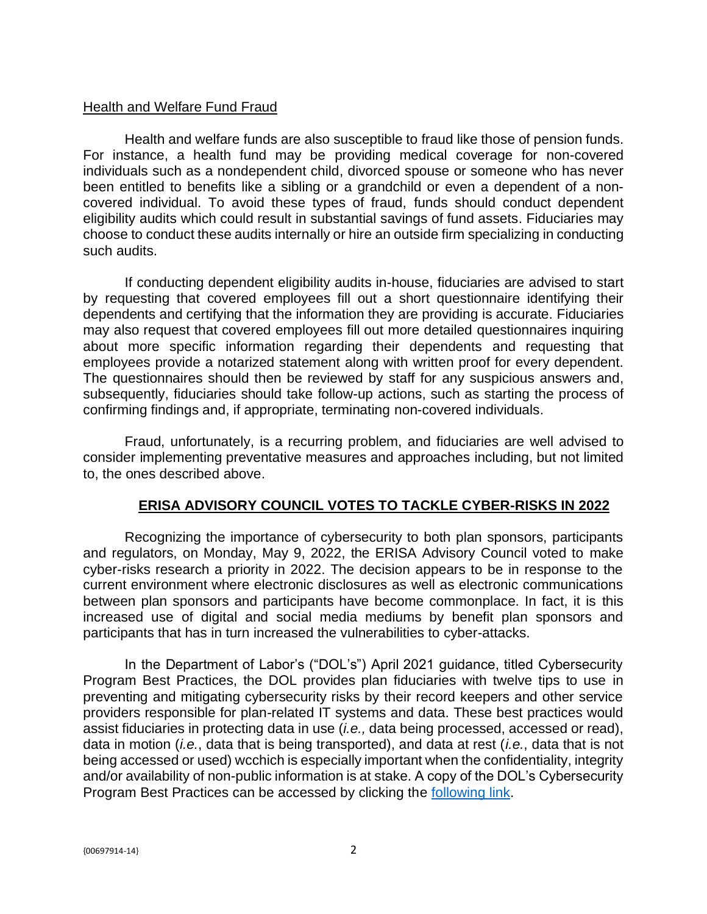Health and Welfare Fund Fraud

Health and welfare funds are also susceptible to fraud like those of pension funds. For instance, a health fund may be providing medical coverage for non-covered individuals such as a nondependent child, divorced spouse or someone who has never been entitled to benefits like a sibling or a grandchild or even a dependent of a non-covered individual. To avoid these types of fraud, funds should conduct dependent eligibility audits which could result in substantial savings of fund assets. Fiduciaries may choose to conduct these audits internally or hire an outside firm specializing in conducting such audits.

If conducting dependent eligibility audits in-house, fiduciaries are advised to start by requesting that covered employees fill out a short questionnaire identifying their dependents and certifying that the information they are providing is accurate. Fiduciaries may also request that covered employees fill out more detailed questionnaires inquiring about more specific information regarding their dependents and requesting that employees provide a notarized statement along with written proof for every dependent. The questionnaires should then be reviewed by staff for any suspicious answers and, subsequently, fiduciaries should take follow-up actions, such as starting the process of confirming findings and, if appropriate, terminating non-covered individuals.

Fraud, unfortunately, is a recurring problem, and fiduciaries are well advised to consider implementing preventative measures and approaches including, but not limited to, the ones described above.

## ERISA ADVISORY COUNCIL VOTES TO TACKLE CYBER-RISKS IN 2022

Recognizing the importance of cybersecurity to both plan sponsors, participants and regulators, on Monday, May 9, 2022, the ERISA Advisory Council voted to make cyber-risks research a priority in 2022. The decision appears to be in response to the current environment where electronic disclosures as well as electronic communications between plan sponsors and participants have become commonplace. In fact, it is this increased use of digital and social media mediums by benefit plan sponsors and participants that has in turn increased the vulnerabilities to cyber-attacks.

In the Department of Labor's ("DOL's") April 2021 guidance, titled Cybersecurity Program Best Practices, the DOL provides plan fiduciaries with twelve tips to use in preventing and mitigating cybersecurity risks by their record keepers and other service providers responsible for plan-related IT systems and data. These best practices would assist fiduciaries in protecting data in use (*i.e.,* data being processed, accessed or read), data in motion (*i.e.*, data that is being transported), and data at rest (*i.e.*, data that is not being accessed or used) wcchich is especially important when the confidentiality, integrity and/or availability of non-public information is at stake. A copy of the DOL's Cybersecurity Program Best Practices can be accessed by clicking the following link.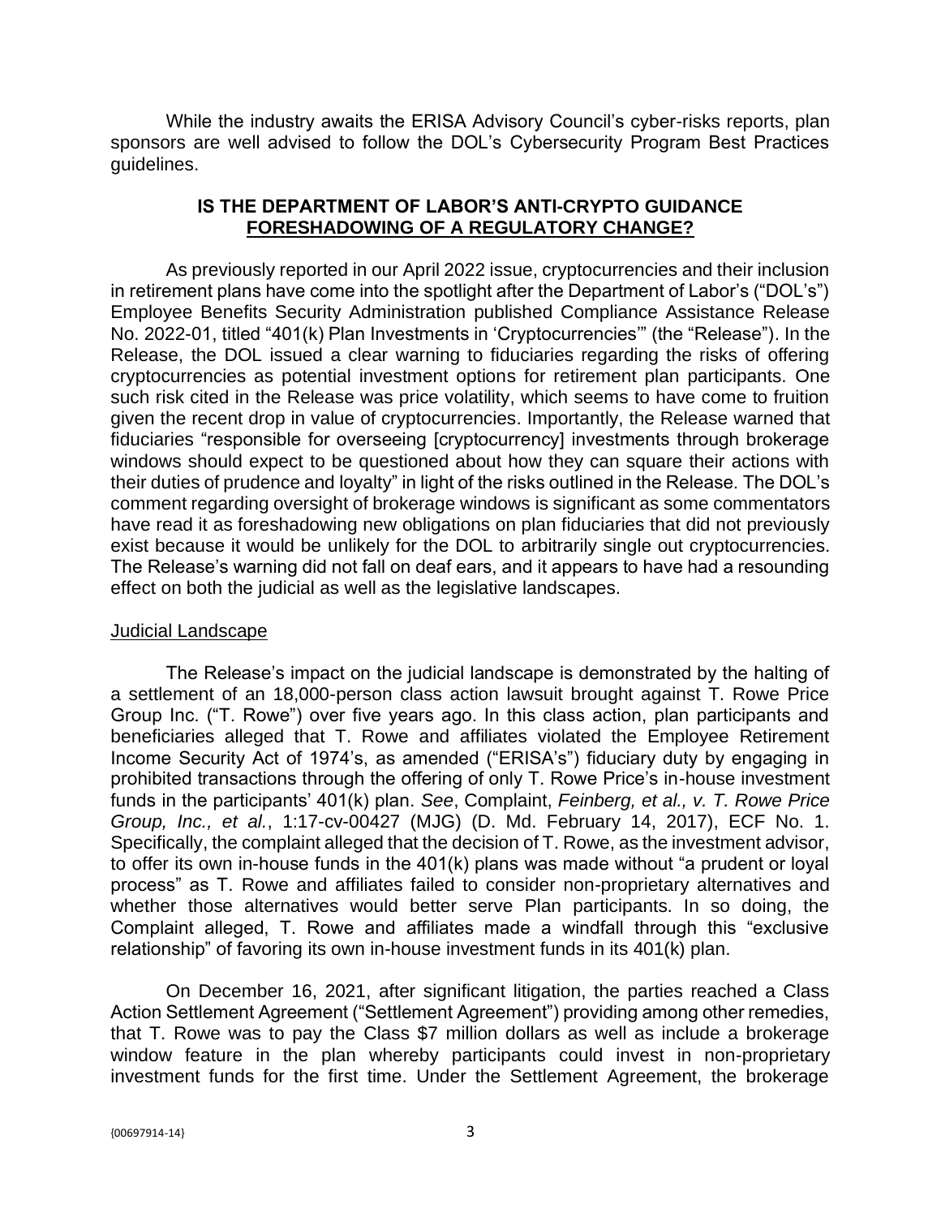While the industry awaits the ERISA Advisory Council's cyber-risks reports, plan sponsors are well advised to follow the DOL's Cybersecurity Program Best Practices guidelines.

## IS THE DEPARTMENT OF LABOR'S ANTI-CRYPTO GUIDANCE FORESHADOWING OF A REGULATORY CHANGE?

As previously reported in our April 2022 issue, cryptocurrencies and their inclusion in retirement plans have come into the spotlight after the Department of Labor's ("DOL's") Employee Benefits Security Administration published Compliance Assistance Release No. 2022-01, titled "401(k) Plan Investments in 'Cryptocurrencies'" (the "Release"). In the Release, the DOL issued a clear warning to fiduciaries regarding the risks of offering cryptocurrencies as potential investment options for retirement plan participants. One such risk cited in the Release was price volatility, which seems to have come to fruition given the recent drop in value of cryptocurrencies. Importantly, the Release warned that fiduciaries "responsible for overseeing [cryptocurrency] investments through brokerage windows should expect to be questioned about how they can square their actions with their duties of prudence and loyalty" in light of the risks outlined in the Release. The DOL's comment regarding oversight of brokerage windows is significant as some commentators have read it as foreshadowing new obligations on plan fiduciaries that did not previously exist because it would be unlikely for the DOL to arbitrarily single out cryptocurrencies. The Release's warning did not fall on deaf ears, and it appears to have had a resounding effect on both the judicial as well as the legislative landscapes.

### Judicial Landscape

The Release's impact on the judicial landscape is demonstrated by the halting of a settlement of an 18,000-person class action lawsuit brought against T. Rowe Price Group Inc. ("T. Rowe") over five years ago. In this class action, plan participants and beneficiaries alleged that T. Rowe and affiliates violated the Employee Retirement Income Security Act of 1974's, as amended ("ERISA's") fiduciary duty by engaging in prohibited transactions through the offering of only T. Rowe Price's in-house investment funds in the participants' 401(k) plan. *See*, Complaint, *Feinberg, et al., v. T. Rowe Price Group, Inc., et al.*, 1:17-cv-00427 (MJG) (D. Md. February 14, 2017), ECF No. 1. Specifically, the complaint alleged that the decision of T. Rowe, as the investment advisor, to offer its own in-house funds in the 401(k) plans was made without "a prudent or loyal process" as T. Rowe and affiliates failed to consider non-proprietary alternatives and whether those alternatives would better serve Plan participants. In so doing, the Complaint alleged, T. Rowe and affiliates made a windfall through this "exclusive relationship" of favoring its own in-house investment funds in its 401(k) plan.

On December 16, 2021, after significant litigation, the parties reached a Class Action Settlement Agreement ("Settlement Agreement") providing among other remedies, that T. Rowe was to pay the Class $7 million dollars as well as include a brokerage window feature in the plan whereby participants could invest in non-proprietary investment funds for the first time. Under the Settlement Agreement, the brokerage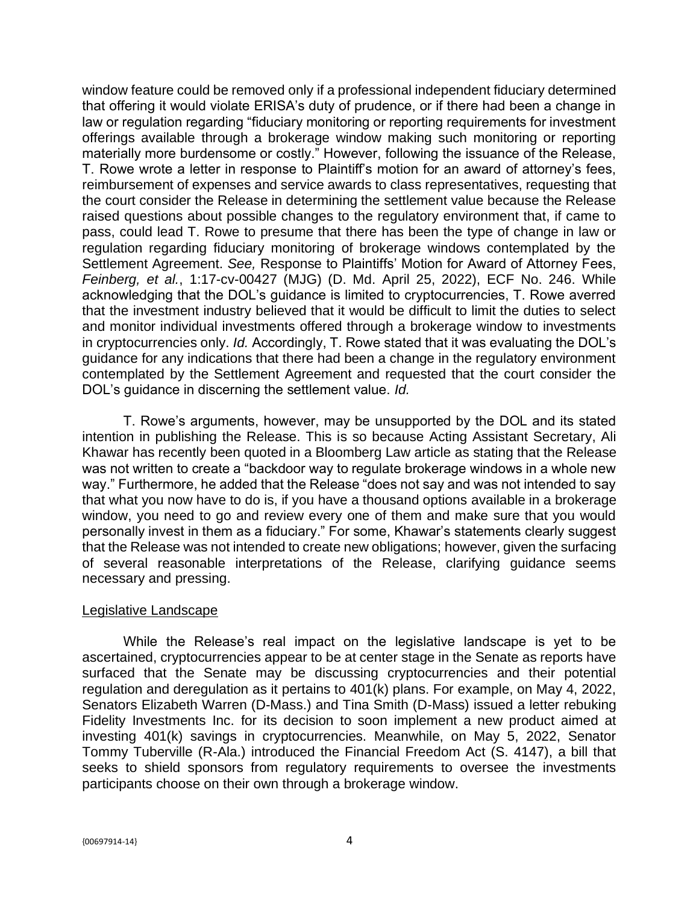window feature could be removed only if a professional independent fiduciary determined that offering it would violate ERISA's duty of prudence, or if there had been a change in law or regulation regarding "fiduciary monitoring or reporting requirements for investment offerings available through a brokerage window making such monitoring or reporting materially more burdensome or costly." However, following the issuance of the Release, T. Rowe wrote a letter in response to Plaintiff's motion for an award of attorney's fees, reimbursement of expenses and service awards to class representatives, requesting that the court consider the Release in determining the settlement value because the Release raised questions about possible changes to the regulatory environment that, if came to pass, could lead T. Rowe to presume that there has been the type of change in law or regulation regarding fiduciary monitoring of brokerage windows contemplated by the Settlement Agreement. *See,* Response to Plaintiffs' Motion for Award of Attorney Fees, *Feinberg, et al.*, 1:17-cv-00427 (MJG) (D. Md. April 25, 2022), ECF No. 246. While acknowledging that the DOL's guidance is limited to cryptocurrencies, T. Rowe averred that the investment industry believed that it would be difficult to limit the duties to select and monitor individual investments offered through a brokerage window to investments in cryptocurrencies only. *Id.* Accordingly, T. Rowe stated that it was evaluating the DOL's guidance for any indications that there had been a change in the regulatory environment contemplated by the Settlement Agreement and requested that the court consider the DOL's guidance in discerning the settlement value. *Id.*

T. Rowe's arguments, however, may be unsupported by the DOL and its stated intention in publishing the Release. This is so because Acting Assistant Secretary, Ali Khawar has recently been quoted in a Bloomberg Law article as stating that the Release was not written to create a "backdoor way to regulate brokerage windows in a whole new way." Furthermore, he added that the Release "does not say and was not intended to say that what you now have to do is, if you have a thousand options available in a brokerage window, you need to go and review every one of them and make sure that you would personally invest in them as a fiduciary." For some, Khawar's statements clearly suggest that the Release was not intended to create new obligations; however, given the surfacing of several reasonable interpretations of the Release, clarifying guidance seems necessary and pressing.

<u>Legislative Landscape</u>

While the Release's real impact on the legislative landscape is yet to be ascertained, cryptocurrencies appear to be at center stage in the Senate as reports have surfaced that the Senate may be discussing cryptocurrencies and their potential regulation and deregulation as it pertains to 401(k) plans. For example, on May 4, 2022, Senators Elizabeth Warren (D-Mass.) and Tina Smith (D-Mass) issued a letter rebuking Fidelity Investments Inc. for its decision to soon implement a new product aimed at investing 401(k) savings in cryptocurrencies. Meanwhile, on May 5, 2022, Senator Tommy Tuberville (R-Ala.) introduced the Financial Freedom Act (S. 4147), a bill that seeks to shield sponsors from regulatory requirements to oversee the investments participants choose on their own through a brokerage window.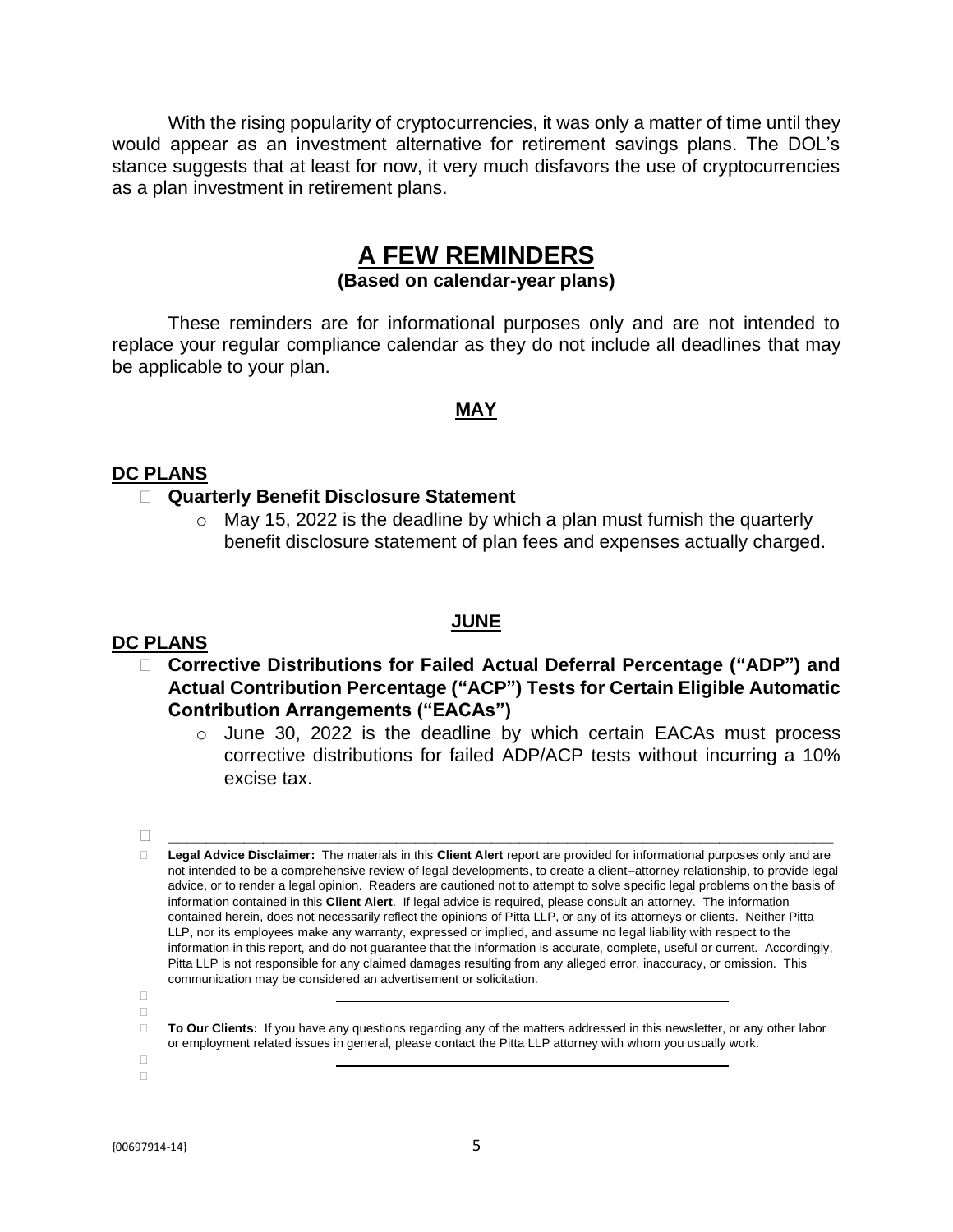With the rising popularity of cryptocurrencies, it was only a matter of time until they would appear as an investment alternative for retirement savings plans. The DOL's stance suggests that at least for now, it very much disfavors the use of cryptocurrencies as a plan investment in retirement plans.

# A FEW REMINDERS

**(Based on calendar-year plans)**

These reminders are for informational purposes only and are not intended to replace your regular compliance calendar as they do not include all deadlines that may be applicable to your plan.

## MAY

### DC PLANS

- **Quarterly Benefit Disclosure Statement**
  - May 15, 2022 is the deadline by which a plan must furnish the quarterly benefit disclosure statement of plan fees and expenses actually charged.

## JUNE

### DC PLANS

- **Corrective Distributions for Failed Actual Deferral Percentage ("ADP") and Actual Contribution Percentage ("ACP") Tests for Certain Eligible Automatic Contribution Arrangements ("EACAs")**
  - June 30, 2022 is the deadline by which certain EACAs must process corrective distributions for failed ADP/ACP tests without incurring a 10% excise tax.

---

**Legal Advice Disclaimer:** The materials in this **Client Alert** report are provided for informational purposes only and are not intended to be a comprehensive review of legal developments, to create a client–attorney relationship, to provide legal advice, or to render a legal opinion. Readers are cautioned not to attempt to solve specific legal problems on the basis of information contained in this **Client Alert**. If legal advice is required, please consult an attorney. The information contained herein, does not necessarily reflect the opinions of Pitta LLP, or any of its attorneys or clients. Neither Pitta LLP, nor its employees make any warranty, expressed or implied, and assume no legal liability with respect to the information in this report, and do not guarantee that the information is accurate, complete, useful or current. Accordingly, Pitta LLP is not responsible for any claimed damages resulting from any alleged error, inaccuracy, or omission. This communication may be considered an advertisement or solicitation.

---

**To Our Clients:** If you have any questions regarding any of the matters addressed in this newsletter, or any other labor or employment related issues in general, please contact the Pitta LLP attorney with whom you usually work.

---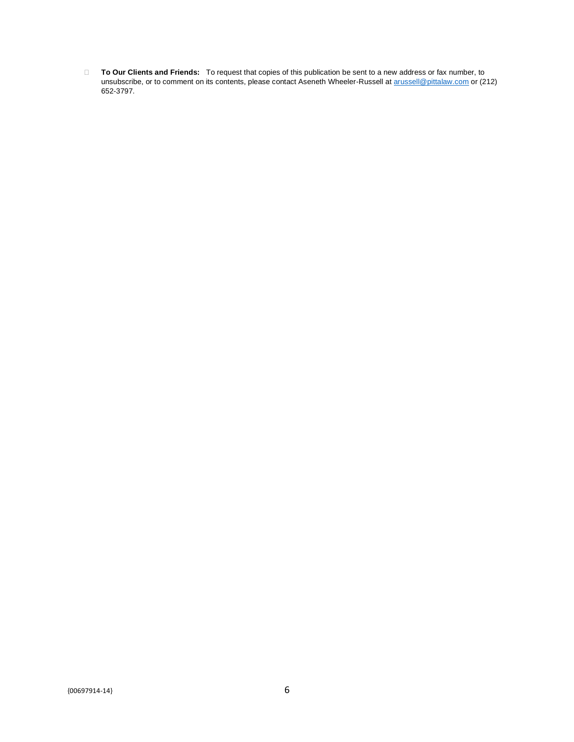- **To Our Clients and Friends:** To request that copies of this publication be sent to a new address or fax number, to unsubscribe, or to comment on its contents, please contact Aseneth Wheeler-Russell at arussell@pittalaw.com or (212) 652-3797.

{00697914-14}